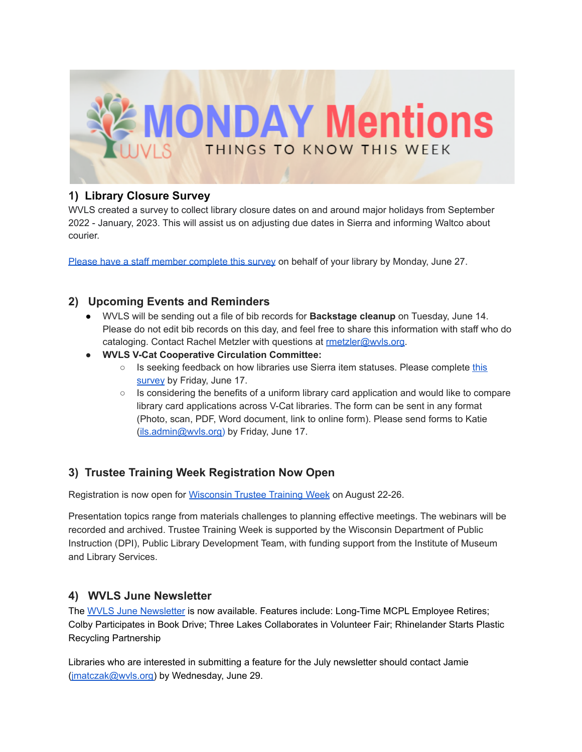# MONDAY Mentions

WVLS — THINGS TO KNOW THIS WEEK

## 1) Library Closure Survey

WVLS created a survey to collect library closure dates on and around major holidays from September 2022 - January, 2023. This will assist us on adjusting due dates in Sierra and informing Waltco about courier.

Please have a staff member complete this survey on behalf of your library by Monday, June 27.

## 2) Upcoming Events and Reminders

- WVLS will be sending out a file of bib records for **Backstage cleanup** on Tuesday, June 14. Please do not edit bib records on this day, and feel free to share this information with staff who do cataloging. Contact Rachel Metzler with questions at rmetzler@wvls.org.
- **WVLS V-Cat Cooperative Circulation Committee:**
  - Is seeking feedback on how libraries use Sierra item statuses. Please complete this survey by Friday, June 17.
  - Is considering the benefits of a uniform library card application and would like to compare library card applications across V-Cat libraries. The form can be sent in any format (Photo, scan, PDF, Word document, link to online form). Please send forms to Katie (ils.admin@wvls.org) by Friday, June 17.

## 3) Trustee Training Week Registration Now Open

Registration is now open for Wisconsin Trustee Training Week on August 22-26.

Presentation topics range from materials challenges to planning effective meetings. The webinars will be recorded and archived. Trustee Training Week is supported by the Wisconsin Department of Public Instruction (DPI), Public Library Development Team, with funding support from the Institute of Museum and Library Services.

## 4) WVLS June Newsletter

The WVLS June Newsletter is now available. Features include: Long-Time MCPL Employee Retires; Colby Participates in Book Drive; Three Lakes Collaborates in Volunteer Fair; Rhinelander Starts Plastic Recycling Partnership

Libraries who are interested in submitting a feature for the July newsletter should contact Jamie (jmatczak@wvls.org) by Wednesday, June 29.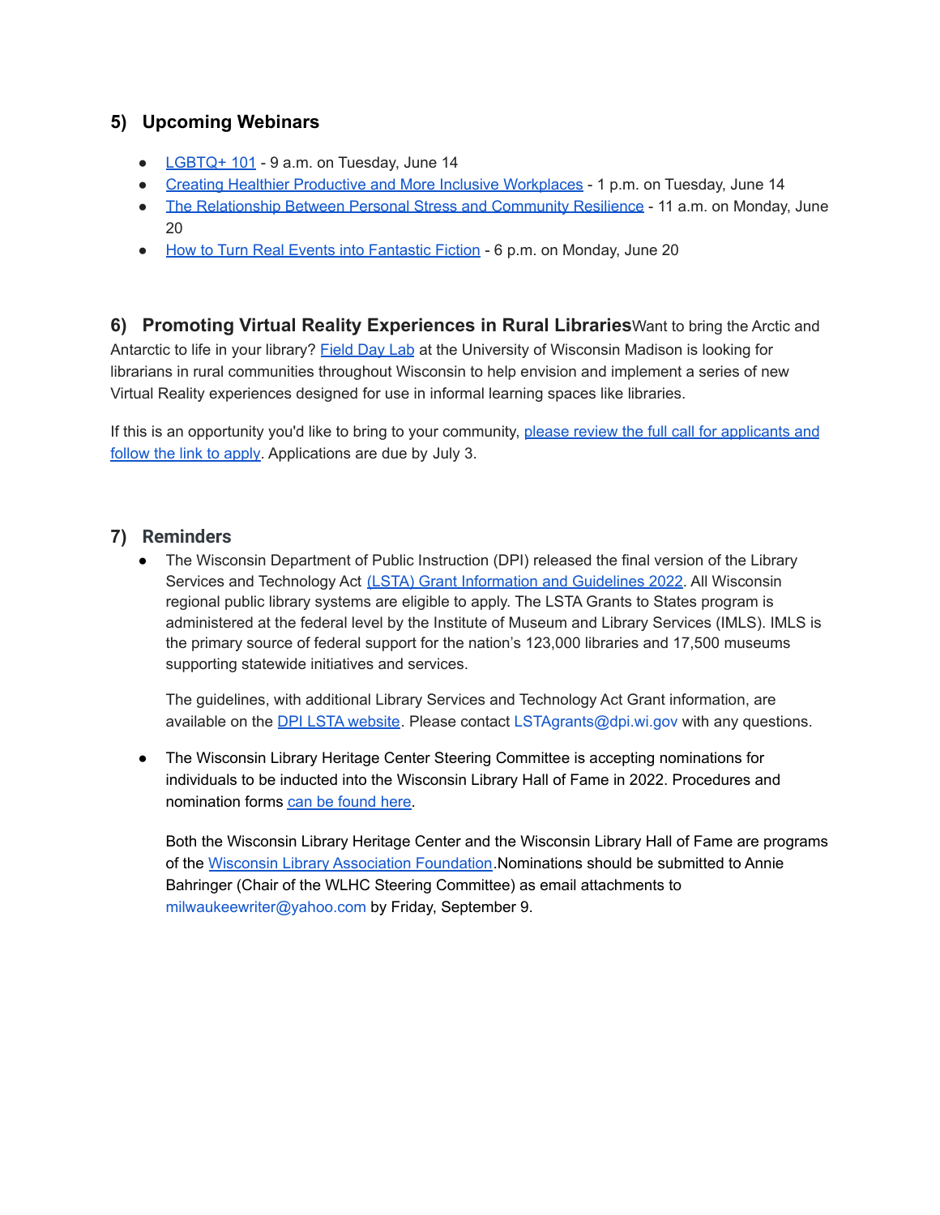## 5) Upcoming Webinars

- LGBTQ+ 101 - 9 a.m. on Tuesday, June 14
- Creating Healthier Productive and More Inclusive Workplaces - 1 p.m. on Tuesday, June 14
- The Relationship Between Personal Stress and Community Resilience - 11 a.m. on Monday, June 20
- How to Turn Real Events into Fantastic Fiction - 6 p.m. on Monday, June 20

## 6) Promoting Virtual Reality Experiences in Rural Libraries

Want to bring the Arctic and Antarctic to life in your library? Field Day Lab at the University of Wisconsin Madison is looking for librarians in rural communities throughout Wisconsin to help envision and implement a series of new Virtual Reality experiences designed for use in informal learning spaces like libraries.

If this is an opportunity you'd like to bring to your community, please review the full call for applicants and follow the link to apply. Applications are due by July 3.

## 7) Reminders

- The Wisconsin Department of Public Instruction (DPI) released the final version of the Library Services and Technology Act (LSTA) Grant Information and Guidelines 2022. All Wisconsin regional public library systems are eligible to apply. The LSTA Grants to States program is administered at the federal level by the Institute of Museum and Library Services (IMLS). IMLS is the primary source of federal support for the nation's 123,000 libraries and 17,500 museums supporting statewide initiatives and services.

  The guidelines, with additional Library Services and Technology Act Grant information, are available on the DPI LSTA website. Please contact LSTAgrants@dpi.wi.gov with any questions.

- The Wisconsin Library Heritage Center Steering Committee is accepting nominations for individuals to be inducted into the Wisconsin Library Hall of Fame in 2022. Procedures and nomination forms can be found here.

  Both the Wisconsin Library Heritage Center and the Wisconsin Library Hall of Fame are programs of the Wisconsin Library Association Foundation.Nominations should be submitted to Annie Bahringer (Chair of the WLHC Steering Committee) as email attachments to milwaukeewriter@yahoo.com by Friday, September 9.